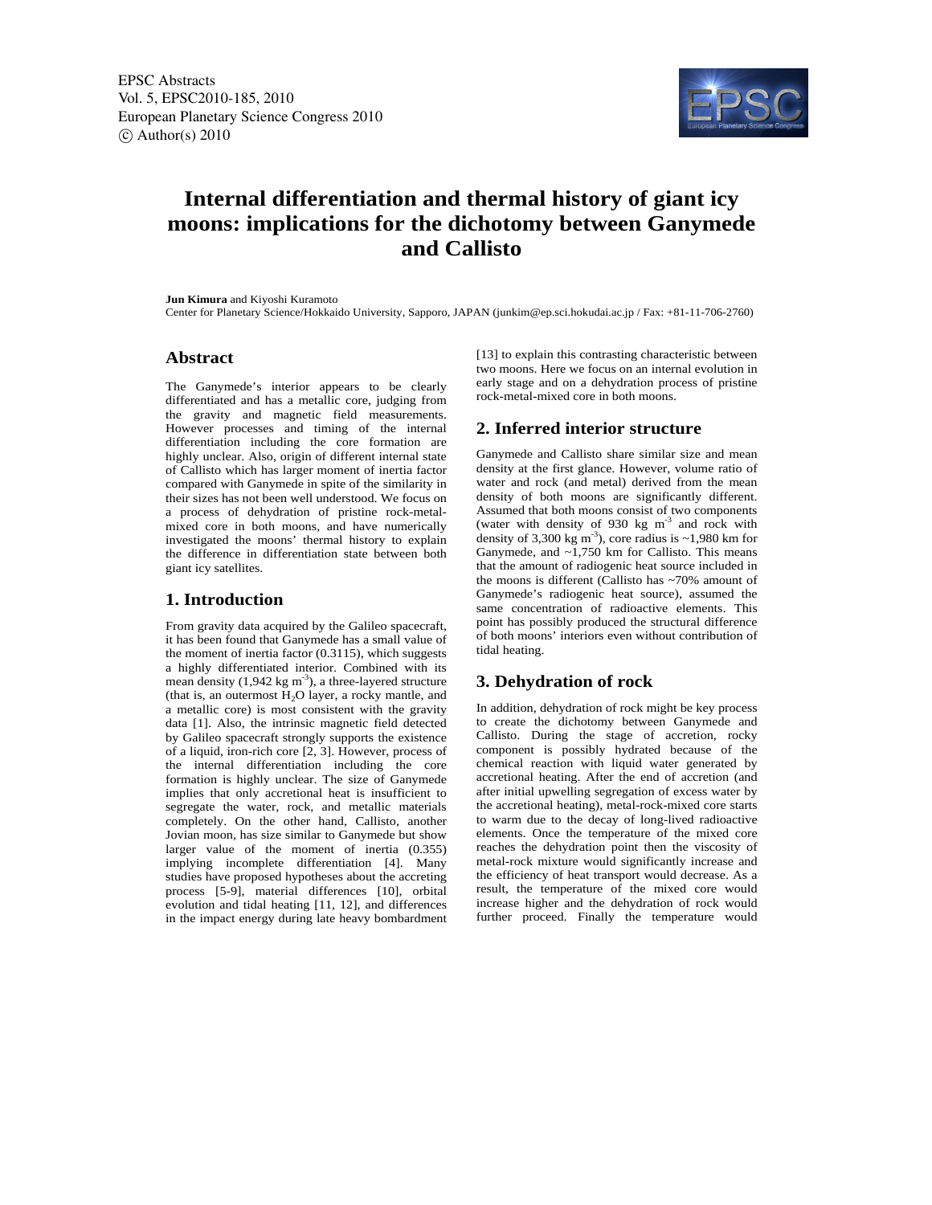EPSC Abstracts
Vol. 5, EPSC2010-185, 2010
European Planetary Science Congress 2010
© Author(s) 2010

# Internal differentiation and thermal history of giant icy moons: implications for the dichotomy between Ganymede and Callisto

**Jun Kimura** and Kiyoshi Kuramoto
Center for Planetary Science/Hokkaido University, Sapporo, JAPAN (junkim@ep.sci.hokudai.ac.jp / Fax: +81-11-706-2760)

## Abstract

The Ganymede's interior appears to be clearly differentiated and has a metallic core, judging from the gravity and magnetic field measurements. However processes and timing of the internal differentiation including the core formation are highly unclear. Also, origin of different internal state of Callisto which has larger moment of inertia factor compared with Ganymede in spite of the similarity in their sizes has not been well understood. We focus on a process of dehydration of pristine rock-metal-mixed core in both moons, and have numerically investigated the moons' thermal history to explain the difference in differentiation state between both giant icy satellites.

## 1. Introduction

From gravity data acquired by the Galileo spacecraft, it has been found that Ganymede has a small value of the moment of inertia factor (0.3115), which suggests a highly differentiated interior. Combined with its mean density (1,942 kg $m^{-3}$), a three-layered structure (that is, an outermost $H_2O$ layer, a rocky mantle, and a metallic core) is most consistent with the gravity data [1]. Also, the intrinsic magnetic field detected by Galileo spacecraft strongly supports the existence of a liquid, iron-rich core [2, 3]. However, process of the internal differentiation including the core formation is highly unclear. The size of Ganymede implies that only accretional heat is insufficient to segregate the water, rock, and metallic materials completely. On the other hand, Callisto, another Jovian moon, has size similar to Ganymede but show larger value of the moment of inertia (0.355) implying incomplete differentiation [4]. Many studies have proposed hypotheses about the accreting process [5-9], material differences [10], orbital evolution and tidal heating [11, 12], and differences in the impact energy during late heavy bombardment [13] to explain this contrasting characteristic between two moons. Here we focus on an internal evolution in early stage and on a dehydration process of pristine rock-metal-mixed core in both moons.

## 2. Inferred interior structure

Ganymede and Callisto share similar size and mean density at the first glance. However, volume ratio of water and rock (and metal) derived from the mean density of both moons are significantly different. Assumed that both moons consist of two components (water with density of 930 kg $m^{-3}$ and rock with density of 3,300 kg $m^{-3}$), core radius is ~1,980 km for Ganymede, and ~1,750 km for Callisto. This means that the amount of radiogenic heat source included in the moons is different (Callisto has ~70% amount of Ganymede's radiogenic heat source), assumed the same concentration of radioactive elements. This point has possibly produced the structural difference of both moons' interiors even without contribution of tidal heating.

## 3. Dehydration of rock

In addition, dehydration of rock might be key process to create the dichotomy between Ganymede and Callisto. During the stage of accretion, rocky component is possibly hydrated because of the chemical reaction with liquid water generated by accretional heating. After the end of accretion (and after initial upwelling segregation of excess water by the accretional heating), metal-rock-mixed core starts to warm due to the decay of long-lived radioactive elements. Once the temperature of the mixed core reaches the dehydration point then the viscosity of metal-rock mixture would significantly increase and the efficiency of heat transport would decrease. As a result, the temperature of the mixed core would increase higher and the dehydration of rock would further proceed. Finally the temperature would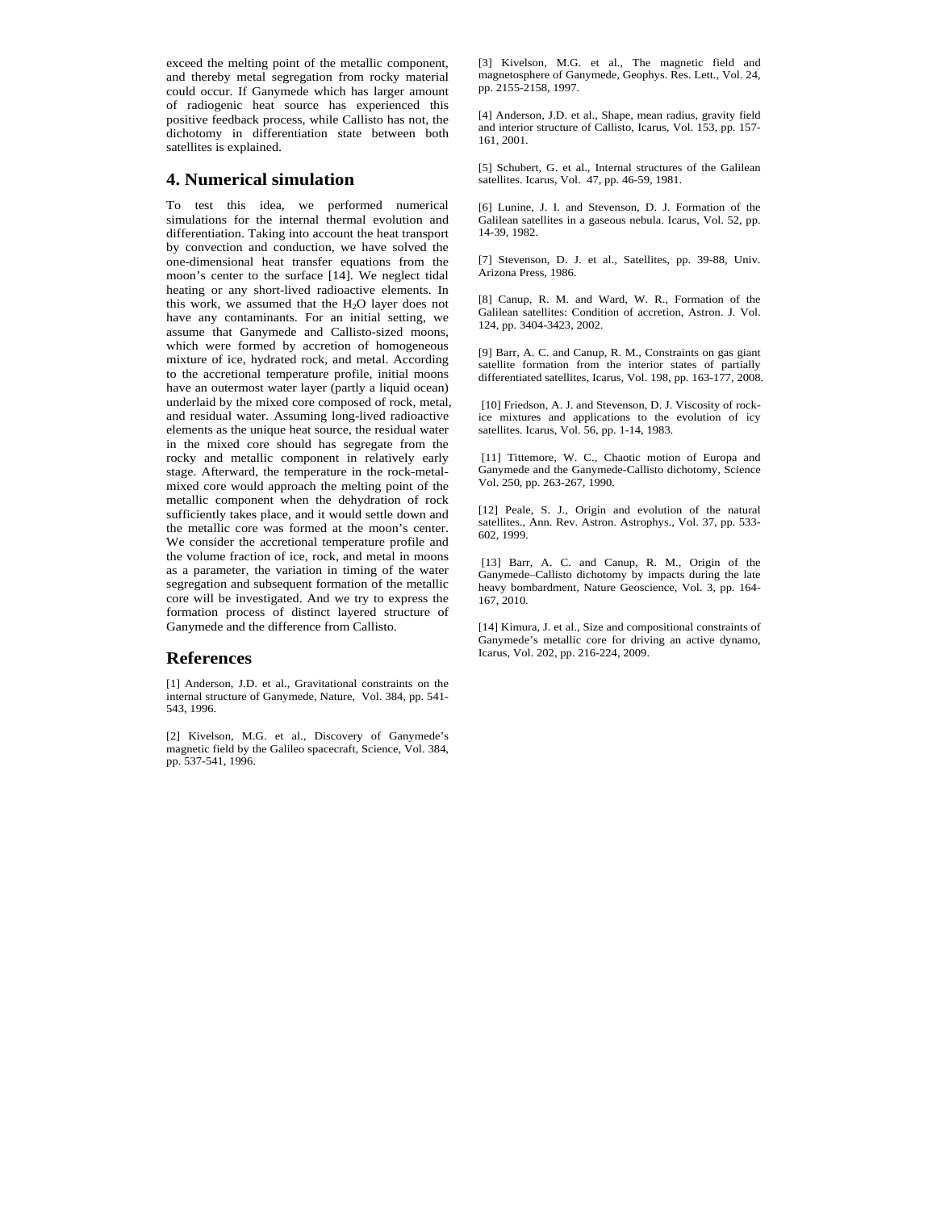exceed the melting point of the metallic component, and thereby metal segregation from rocky material could occur. If Ganymede which has larger amount of radiogenic heat source has experienced this positive feedback process, while Callisto has not, the dichotomy in differentiation state between both satellites is explained.

## 4. Numerical simulation

To test this idea, we performed numerical simulations for the internal thermal evolution and differentiation. Taking into account the heat transport by convection and conduction, we have solved the one-dimensional heat transfer equations from the moon's center to the surface [14]. We neglect tidal heating or any short-lived radioactive elements. In this work, we assumed that the $H_2O$ layer does not have any contaminants. For an initial setting, we assume that Ganymede and Callisto-sized moons, which were formed by accretion of homogeneous mixture of ice, hydrated rock, and metal. According to the accretional temperature profile, initial moons have an outermost water layer (partly a liquid ocean) underlaid by the mixed core composed of rock, metal, and residual water. Assuming long-lived radioactive elements as the unique heat source, the residual water in the mixed core should has segregate from the rocky and metallic component in relatively early stage. Afterward, the temperature in the rock-metal-mixed core would approach the melting point of the metallic component when the dehydration of rock sufficiently takes place, and it would settle down and the metallic core was formed at the moon's center. We consider the accretional temperature profile and the volume fraction of ice, rock, and metal in moons as a parameter, the variation in timing of the water segregation and subsequent formation of the metallic core will be investigated. And we try to express the formation process of distinct layered structure of Ganymede and the difference from Callisto.

## References

[1] Anderson, J.D. et al., Gravitational constraints on the internal structure of Ganymede, Nature, Vol. 384, pp. 541-543, 1996.

[2] Kivelson, M.G. et al., Discovery of Ganymede's magnetic field by the Galileo spacecraft, Science, Vol. 384, pp. 537-541, 1996.

[3] Kivelson, M.G. et al., The magnetic field and magnetosphere of Ganymede, Geophys. Res. Lett., Vol. 24, pp. 2155-2158, 1997.

[4] Anderson, J.D. et al., Shape, mean radius, gravity field and interior structure of Callisto, Icarus, Vol. 153, pp. 157-161, 2001.

[5] Schubert, G. et al., Internal structures of the Galilean satellites. Icarus, Vol. 47, pp. 46-59, 1981.

[6] Lunine, J. I. and Stevenson, D. J. Formation of the Galilean satellites in a gaseous nebula. Icarus, Vol. 52, pp. 14-39, 1982.

[7] Stevenson, D. J. et al., Satellites, pp. 39-88, Univ. Arizona Press, 1986.

[8] Canup, R. M. and Ward, W. R., Formation of the Galilean satellites: Condition of accretion, Astron. J. Vol. 124, pp. 3404-3423, 2002.

[9] Barr, A. C. and Canup, R. M., Constraints on gas giant satellite formation from the interior states of partially differentiated satellites, Icarus, Vol. 198, pp. 163-177, 2008.

[10] Friedson, A. J. and Stevenson, D. J. Viscosity of rock-ice mixtures and applications to the evolution of icy satellites. Icarus, Vol. 56, pp. 1-14, 1983.

[11] Tittemore, W. C., Chaotic motion of Europa and Ganymede and the Ganymede-Callisto dichotomy, Science Vol. 250, pp. 263-267, 1990.

[12] Peale, S. J., Origin and evolution of the natural satellites., Ann. Rev. Astron. Astrophys., Vol. 37, pp. 533-602, 1999.

[13] Barr, A. C. and Canup, R. M., Origin of the Ganymede–Callisto dichotomy by impacts during the late heavy bombardment, Nature Geoscience, Vol. 3, pp. 164-167, 2010.

[14] Kimura, J. et al., Size and compositional constraints of Ganymede's metallic core for driving an active dynamo, Icarus, Vol. 202, pp. 216-224, 2009.